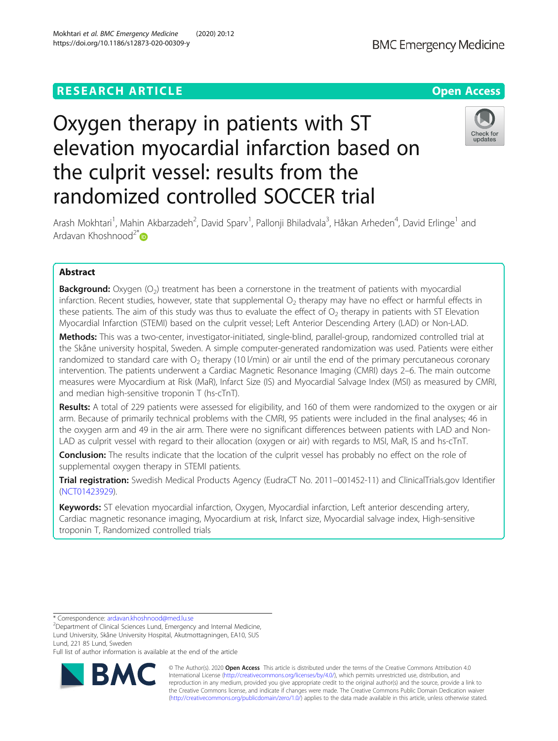RESEARCH ARTICLE

Open Access

# Oxygen therapy in patients with ST elevation myocardial infarction based on the culprit vessel: results from the randomized controlled SOCCER trial

Arash Mokhtari[1], Mahin Akbarzadeh[2], David Sparv[1], Pallonji Bhiladvala[3], Håkan Arheden[4], David Erlinge[1] and Ardavan Khoshnood[2*]

## Abstract

**Background:** Oxygen ($O_2$) treatment has been a cornerstone in the treatment of patients with myocardial infarction. Recent studies, however, state that supplemental $O_2$ therapy may have no effect or harmful effects in these patients. The aim of this study was thus to evaluate the effect of $O_2$ therapy in patients with ST Elevation Myocardial Infarction (STEMI) based on the culprit vessel; Left Anterior Descending Artery (LAD) or Non-LAD.

**Methods:** This was a two-center, investigator-initiated, single-blind, parallel-group, randomized controlled trial at the Skåne university hospital, Sweden. A simple computer-generated randomization was used. Patients were either randomized to standard care with $O_2$ therapy (10 l/min) or air until the end of the primary percutaneous coronary intervention. The patients underwent a Cardiac Magnetic Resonance Imaging (CMRI) days 2–6. The main outcome measures were Myocardium at Risk (MaR), Infarct Size (IS) and Myocardial Salvage Index (MSI) as measured by CMRI, and median high-sensitive troponin T (hs-cTnT).

**Results:** A total of 229 patients were assessed for eligibility, and 160 of them were randomized to the oxygen or air arm. Because of primarily technical problems with the CMRI, 95 patients were included in the final analyses; 46 in the oxygen arm and 49 in the air arm. There were no significant differences between patients with LAD and Non-LAD as culprit vessel with regard to their allocation (oxygen or air) with regards to MSI, MaR, IS and hs-cTnT.

**Conclusion:** The results indicate that the location of the culprit vessel has probably no effect on the role of supplemental oxygen therapy in STEMI patients.

**Trial registration:** Swedish Medical Products Agency (EudraCT No. 2011–001452-11) and ClinicalTrials.gov Identifier (NCT01423929).

**Keywords:** ST elevation myocardial infarction, Oxygen, Myocardial infarction, Left anterior descending artery, Cardiac magnetic resonance imaging, Myocardium at risk, Infarct size, Myocardial salvage index, High-sensitive troponin T, Randomized controlled trials

---

* Correspondence: ardavan.khoshnood@med.lu.se
[2]Department of Clinical Sciences Lund, Emergency and Internal Medicine, Lund University, Skåne University Hospital, Akutmottagningen, EA10, SUS Lund, 221 85 Lund, Sweden
Full list of author information is available at the end of the article

© The Author(s). 2020 **Open Access** This article is distributed under the terms of the Creative Commons Attribution 4.0 International License (http://creativecommons.org/licenses/by/4.0/), which permits unrestricted use, distribution, and reproduction in any medium, provided you give appropriate credit to the original author(s) and the source, provide a link to the Creative Commons license, and indicate if changes were made. The Creative Commons Public Domain Dedication waiver (http://creativecommons.org/publicdomain/zero/1.0/) applies to the data made available in this article, unless otherwise stated.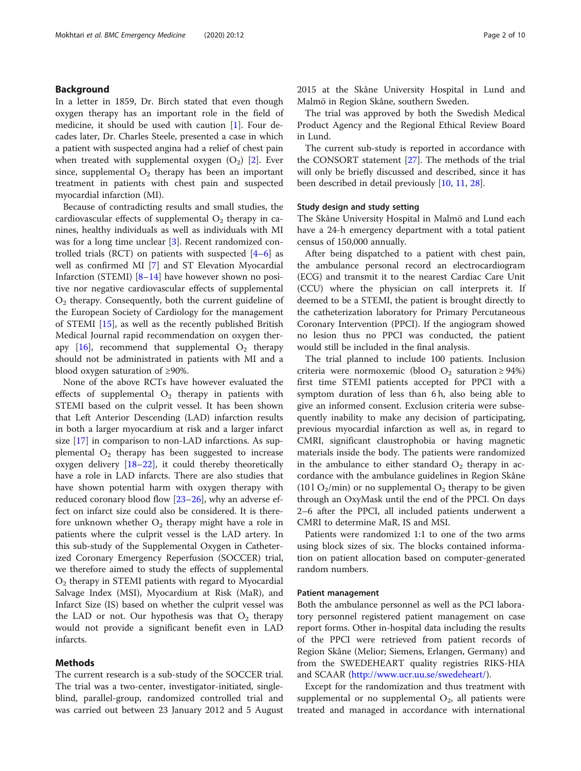## Background

In a letter in 1859, Dr. Birch stated that even though oxygen therapy has an important role in the field of medicine, it should be used with caution [1]. Four decades later, Dr. Charles Steele, presented a case in which a patient with suspected angina had a relief of chest pain when treated with supplemental oxygen ($O_2$) [2]. Ever since, supplemental $O_2$ therapy has been an important treatment in patients with chest pain and suspected myocardial infarction (MI).

Because of contradicting results and small studies, the cardiovascular effects of supplemental $O_2$ therapy in canines, healthy individuals as well as individuals with MI was for a long time unclear [3]. Recent randomized controlled trials (RCT) on patients with suspected [4–6] as well as confirmed MI [7] and ST Elevation Myocardial Infarction (STEMI) [8–14] have however shown no positive nor negative cardiovascular effects of supplemental $O_2$ therapy. Consequently, both the current guideline of the European Society of Cardiology for the management of STEMI [15], as well as the recently published British Medical Journal rapid recommendation on oxygen therapy [16], recommend that supplemental $O_2$ therapy should not be administrated in patients with MI and a blood oxygen saturation of ≥90%.

None of the above RCTs have however evaluated the effects of supplemental $O_2$ therapy in patients with STEMI based on the culprit vessel. It has been shown that Left Anterior Descending (LAD) infarction results in both a larger myocardium at risk and a larger infarct size [17] in comparison to non-LAD infarctions. As supplemental $O_2$ therapy has been suggested to increase oxygen delivery [18–22], it could thereby theoretically have a role in LAD infarcts. There are also studies that have shown potential harm with oxygen therapy with reduced coronary blood flow [23–26], why an adverse effect on infarct size could also be considered. It is therefore unknown whether $O_2$ therapy might have a role in patients where the culprit vessel is the LAD artery. In this sub-study of the Supplemental Oxygen in Catheterized Coronary Emergency Reperfusion (SOCCER) trial, we therefore aimed to study the effects of supplemental $O_2$ therapy in STEMI patients with regard to Myocardial Salvage Index (MSI), Myocardium at Risk (MaR), and Infarct Size (IS) based on whether the culprit vessel was the LAD or not. Our hypothesis was that $O_2$ therapy would not provide a significant benefit even in LAD infarcts.

## Methods

The current research is a sub-study of the SOCCER trial. The trial was a two-center, investigator-initiated, single-blind, parallel-group, randomized controlled trial and was carried out between 23 January 2012 and 5 August 2015 at the Skåne University Hospital in Lund and Malmö in Region Skåne, southern Sweden.

The trial was approved by both the Swedish Medical Product Agency and the Regional Ethical Review Board in Lund.

The current sub-study is reported in accordance with the CONSORT statement [27]. The methods of the trial will only be briefly discussed and described, since it has been described in detail previously [10, 11, 28].

### Study design and study setting

The Skåne University Hospital in Malmö and Lund each have a 24-h emergency department with a total patient census of 150,000 annually.

After being dispatched to a patient with chest pain, the ambulance personal record an electrocardiogram (ECG) and transmit it to the nearest Cardiac Care Unit (CCU) where the physician on call interprets it. If deemed to be a STEMI, the patient is brought directly to the catheterization laboratory for Primary Percutaneous Coronary Intervention (PPCI). If the angiogram showed no lesion thus no PPCI was conducted, the patient would still be included in the final analysis.

The trial planned to include 100 patients. Inclusion criteria were normoxemic (blood $O_2$ saturation ≥ 94%) first time STEMI patients accepted for PPCI with a symptom duration of less than 6 h, also being able to give an informed consent. Exclusion criteria were subsequently inability to make any decision of participating, previous myocardial infarction as well as, in regard to CMRI, significant claustrophobia or having magnetic materials inside the body. The patients were randomized in the ambulance to either standard $O_2$ therapy in accordance with the ambulance guidelines in Region Skåne (10 l $O_2$/min) or no supplemental $O_2$ therapy to be given through an OxyMask until the end of the PPCI. On days 2–6 after the PPCI, all included patients underwent a CMRI to determine MaR, IS and MSI.

Patients were randomized 1:1 to one of the two arms using block sizes of six. The blocks contained information on patient allocation based on computer-generated random numbers.

### Patient management

Both the ambulance personnel as well as the PCI laboratory personnel registered patient management on case report forms. Other in-hospital data including the results of the PPCI were retrieved from patient records of Region Skåne (Melior; Siemens, Erlangen, Germany) and from the SWEDEHEART quality registries RIKS-HIA and SCAAR (http://www.ucr.uu.se/swedeheart/).

Except for the randomization and thus treatment with supplemental or no supplemental $O_2$, all patients were treated and managed in accordance with international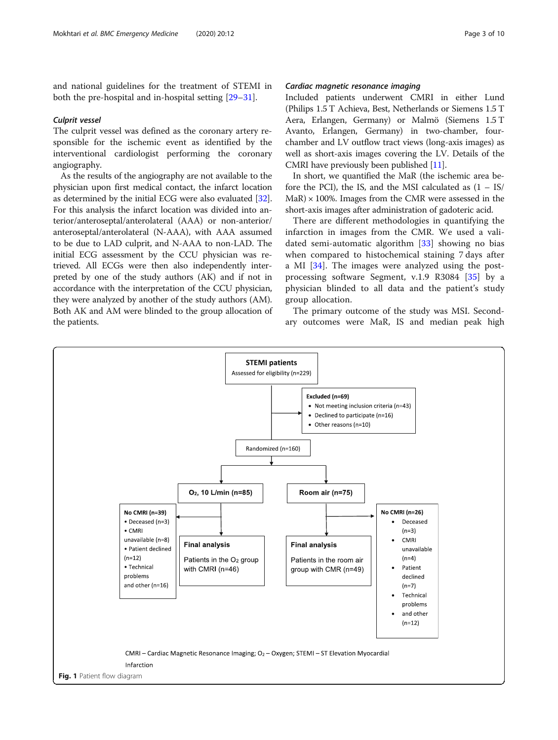and national guidelines for the treatment of STEMI in both the pre-hospital and in-hospital setting [29–31].

### Culprit vessel

The culprit vessel was defined as the coronary artery responsible for the ischemic event as identified by the interventional cardiologist performing the coronary angiography.

As the results of the angiography are not available to the physician upon first medical contact, the infarct location as determined by the initial ECG were also evaluated [32]. For this analysis the infarct location was divided into anterior/anteroseptal/anterolateral (AAA) or non-anterior/anteroseptal/anterolateral (N-AAA), with AAA assumed to be due to LAD culprit, and N-AAA to non-LAD. The initial ECG assessment by the CCU physician was retrieved. All ECGs were then also independently interpreted by one of the study authors (AK) and if not in accordance with the interpretation of the CCU physician, they were analyzed by another of the study authors (AM). Both AK and AM were blinded to the group allocation of the patients.

### Cardiac magnetic resonance imaging

Included patients underwent CMRI in either Lund (Philips 1.5 T Achieva, Best, Netherlands or Siemens 1.5 T Aera, Erlangen, Germany) or Malmö (Siemens 1.5 T Avanto, Erlangen, Germany) in two-chamber, four-chamber and LV outflow tract views (long-axis images) as well as short-axis images covering the LV. Details of the CMRI have previously been published [11].

In short, we quantified the MaR (the ischemic area before the PCI), the IS, and the MSI calculated as $(1 - IS/MaR) \times 100\%$. Images from the CMR were assessed in the short-axis images after administration of gadoteric acid.

There are different methodologies in quantifying the infarction in images from the CMR. We used a validated semi-automatic algorithm [33] showing no bias when compared to histochemical staining 7 days after a MI [34]. The images were analyzed using the post-processing software Segment, v.1.9 R3084 [35] by a physician blinded to all data and the patient's study group allocation.

The primary outcome of the study was MSI. Secondary outcomes were MaR, IS and median peak high

**STEMI patients**
Assessed for eligibility (n=229)

**Excluded (n=69)**
- Not meeting inclusion criteria (n=43)
- Declined to participate (n=16)
- Other reasons (n=10)

Randomized (n=160)

**$O_2$, 10 L/min (n=85)**

**No CMRI (n=39)**
- Deceased (n=3)
- CMRI unavailable (n=8)
- Patient declined (n=12)
- Technical problems and other (n=16)

**Final analysis**
Patients in the $O_2$ group with CMRI (n=46)

**Room air (n=75)**

**No CMRI (n=26)**
- Deceased (n=3)
- CMRI unavailable (n=4)
- Patient declined (n=7)
- Technical problems
- and other (n=12)

**Final analysis**
Patients in the room air group with CMR (n=49)

CMRI – Cardiac Magnetic Resonance Imaging; $O_2$ – Oxygen; STEMI – ST Elevation Myocardial Infarction

**Fig. 1** Patient flow diagram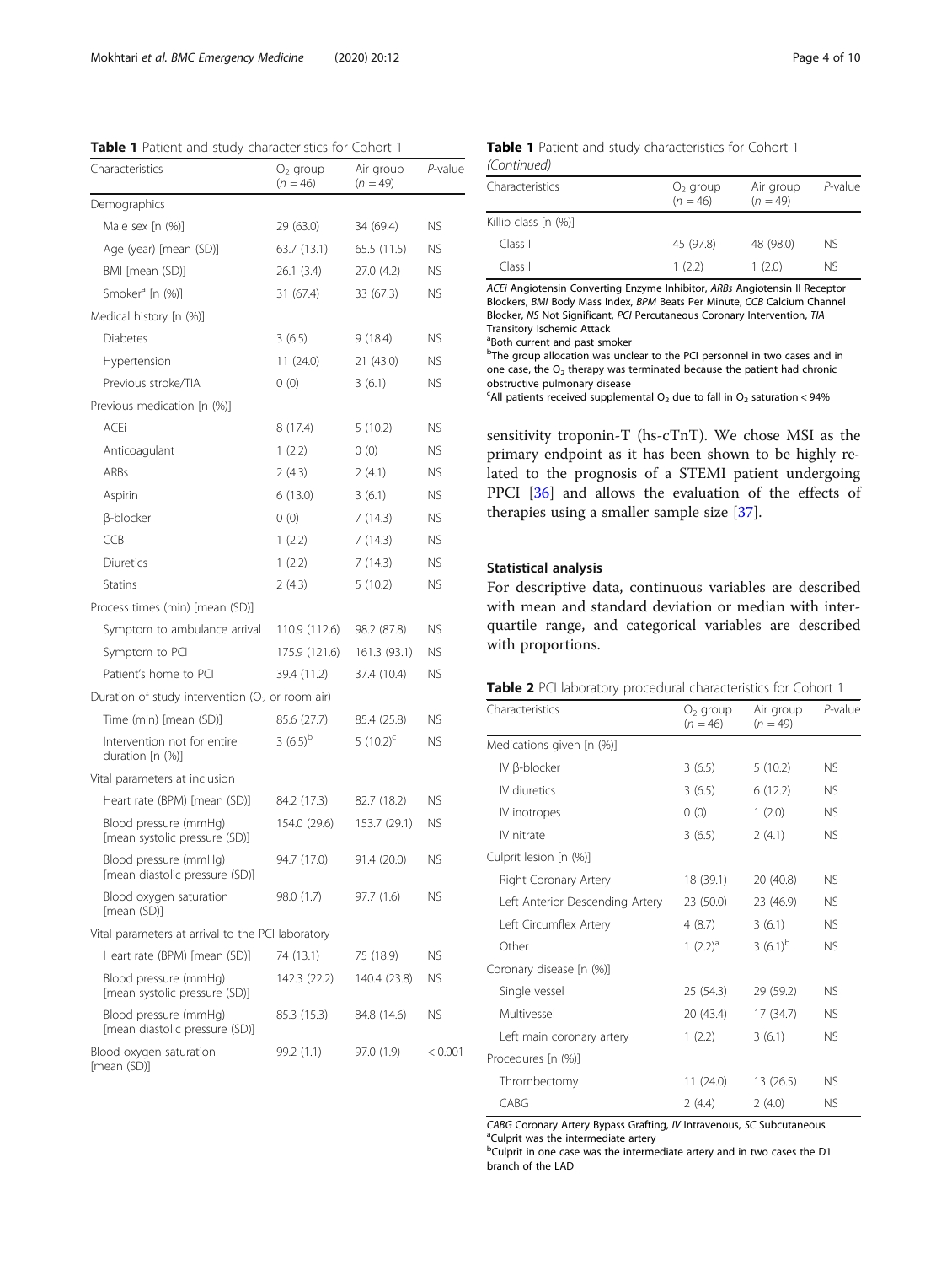**Table 1** Patient and study characteristics for Cohort 1

| Characteristics | $O_2$ group ($n$ = 46) | Air group ($n$ = 49) | $P$-value |
|---|---|---|---|
| Demographics | | | |
| Male sex [n (%)] | 29 (63.0) | 34 (69.4) | NS |
| Age (year) [mean (SD)] | 63.7 (13.1) | 65.5 (11.5) | NS |
| BMI [mean (SD)] | 26.1 (3.4) | 27.0 (4.2) | NS |
| Smoker[a] [n (%)] | 31 (67.4) | 33 (67.3) | NS |
| Medical history [n (%)] | | | |
| Diabetes | 3 (6.5) | 9 (18.4) | NS |
| Hypertension | 11 (24.0) | 21 (43.0) | NS |
| Previous stroke/TIA | 0 (0) | 3 (6.1) | NS |
| Previous medication [n (%)] | | | |
| ACEi | 8 (17.4) | 5 (10.2) | NS |
| Anticoagulant | 1 (2.2) | 0 (0) | NS |
| ARBs | 2 (4.3) | 2 (4.1) | NS |
| Aspirin | 6 (13.0) | 3 (6.1) | NS |
| β-blocker | 0 (0) | 7 (14.3) | NS |
| CCB | 1 (2.2) | 7 (14.3) | NS |
| Diuretics | 1 (2.2) | 7 (14.3) | NS |
| Statins | 2 (4.3) | 5 (10.2) | NS |
| Process times (min) [mean (SD)] | | | |
| Symptom to ambulance arrival | 110.9 (112.6) | 98.2 (87.8) | NS |
| Symptom to PCI | 175.9 (121.6) | 161.3 (93.1) | NS |
| Patient's home to PCI | 39.4 (11.2) | 37.4 (10.4) | NS |
| Duration of study intervention ($O_2$ or room air) | | | |
| Time (min) [mean (SD)] | 85.6 (27.7) | 85.4 (25.8) | NS |
| Intervention not for entire duration [n (%)] | 3 (6.5)[b] | 5 (10.2)[c] | NS |
| Vital parameters at inclusion | | | |
| Heart rate (BPM) [mean (SD)] | 84.2 (17.3) | 82.7 (18.2) | NS |
| Blood pressure (mmHg) [mean systolic pressure (SD)] | 154.0 (29.6) | 153.7 (29.1) | NS |
| Blood pressure (mmHg) [mean diastolic pressure (SD)] | 94.7 (17.0) | 91.4 (20.0) | NS |
| Blood oxygen saturation [mean (SD)] | 98.0 (1.7) | 97.7 (1.6) | NS |
| Vital parameters at arrival to the PCI laboratory | | | |
| Heart rate (BPM) [mean (SD)] | 74 (13.1) | 75 (18.9) | NS |
| Blood pressure (mmHg) [mean systolic pressure (SD)] | 142.3 (22.2) | 140.4 (23.8) | NS |
| Blood pressure (mmHg) [mean diastolic pressure (SD)] | 85.3 (15.3) | 84.8 (14.6) | NS |
| Blood oxygen saturation [mean (SD)] | 99.2 (1.1) | 97.0 (1.9) | < 0.001 |
| Killip class [n (%)] | | | |
| Class I | 45 (97.8) | 48 (98.0) | NS |
| Class II | 1 (2.2) | 1 (2.0) | NS |

*ACEi* Angiotensin Converting Enzyme Inhibitor, *ARBs* Angiotensin II Receptor Blockers, *BMI* Body Mass Index, *BPM* Beats Per Minute, *CCB* Calcium Channel Blocker, *NS* Not Significant, *PCI* Percutaneous Coronary Intervention, *TIA* Transitory Ischemic Attack

[a]Both current and past smoker

[b]The group allocation was unclear to the PCI personnel in two cases and in one case, the $O_2$ therapy was terminated because the patient had chronic obstructive pulmonary disease

[c]All patients received supplemental $O_2$ due to fall in $O_2$ saturation < 94%

sensitivity troponin-T (hs-cTnT). We chose MSI as the primary endpoint as it has been shown to be highly related to the prognosis of a STEMI patient undergoing PPCI [36] and allows the evaluation of the effects of therapies using a smaller sample size [37].

### Statistical analysis

For descriptive data, continuous variables are described with mean and standard deviation or median with interquartile range, and categorical variables are described with proportions.

**Table 2** PCI laboratory procedural characteristics for Cohort 1

| Characteristics | $O_2$ group ($n$ = 46) | Air group ($n$ = 49) | $P$-value |
|---|---|---|---|
| Medications given [n (%)] | | | |
| IV β-blocker | 3 (6.5) | 5 (10.2) | NS |
| IV diuretics | 3 (6.5) | 6 (12.2) | NS |
| IV inotropes | 0 (0) | 1 (2.0) | NS |
| IV nitrate | 3 (6.5) | 2 (4.1) | NS |
| Culprit lesion [n (%)] | | | |
| Right Coronary Artery | 18 (39.1) | 20 (40.8) | NS |
| Left Anterior Descending Artery | 23 (50.0) | 23 (46.9) | NS |
| Left Circumflex Artery | 4 (8.7) | 3 (6.1) | NS |
| Other | 1 (2.2)[a] | 3 (6.1)[b] | NS |
| Coronary disease [n (%)] | | | |
| Single vessel | 25 (54.3) | 29 (59.2) | NS |
| Multivessel | 20 (43.4) | 17 (34.7) | NS |
| Left main coronary artery | 1 (2.2) | 3 (6.1) | NS |
| Procedures [n (%)] | | | |
| Thrombectomy | 11 (24.0) | 13 (26.5) | NS |
| CABG | 2 (4.4) | 2 (4.0) | NS |

*CABG* Coronary Artery Bypass Grafting, *IV* Intravenous, *SC* Subcutaneous

[a]Culprit was the intermediate artery

[b]Culprit in one case was the intermediate artery and in two cases the D1 branch of the LAD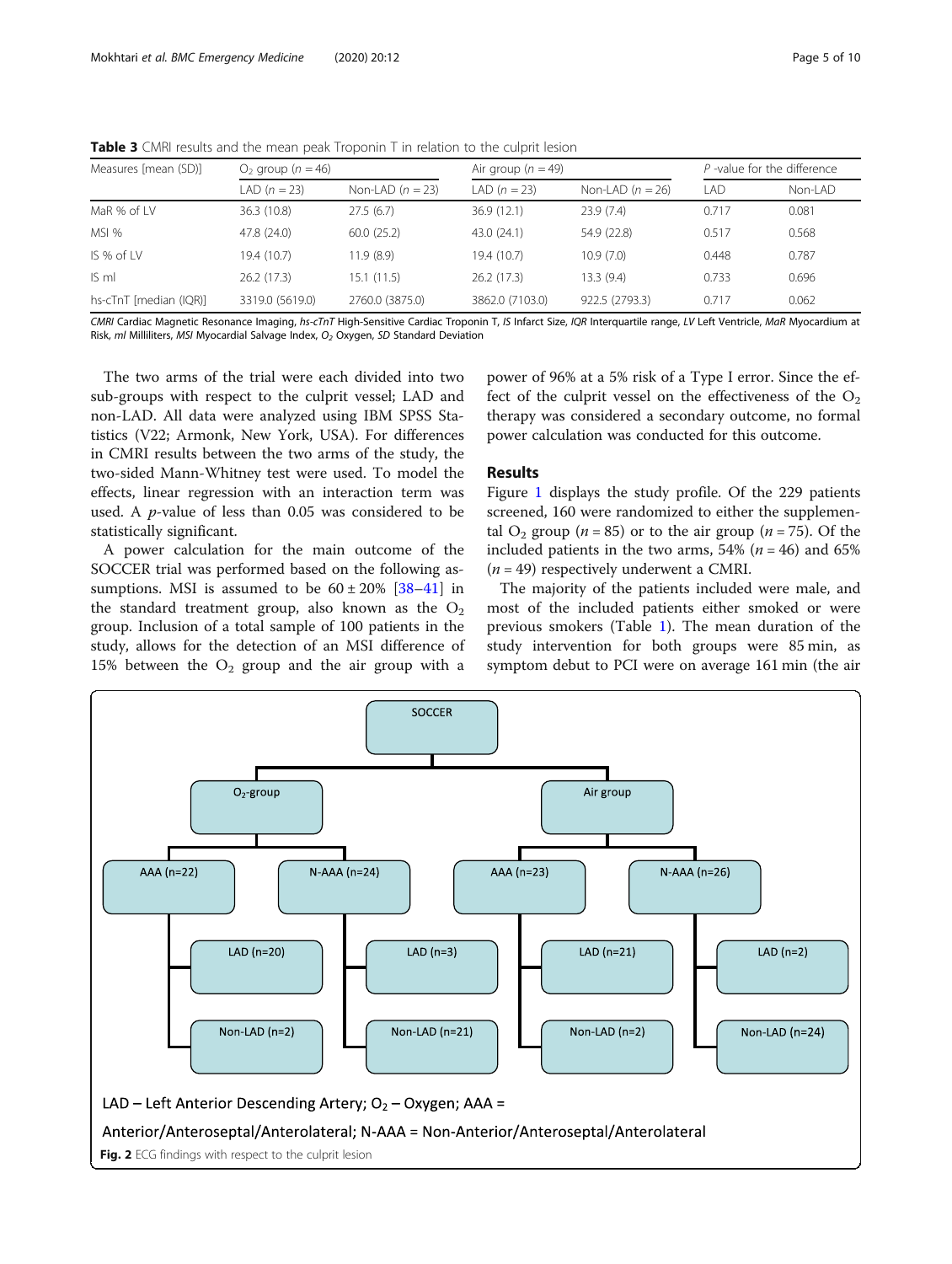**Table 3** CMRI results and the mean peak Troponin T in relation to the culprit lesion

| Measures [mean (SD)] | $O_2$ group ($n = 46$) | | Air group ($n = 49$) | | $P$ -value for the difference | |
|---|---|---|---|---|---|---|
| | LAD ($n = 23$) | Non-LAD ($n = 23$) | LAD ($n = 23$) | Non-LAD ($n = 26$) | LAD | Non-LAD |
| MaR % of LV | 36.3 (10.8) | 27.5 (6.7) | 36.9 (12.1) | 23.9 (7.4) | 0.717 | 0.081 |
| MSI % | 47.8 (24.0) | 60.0 (25.2) | 43.0 (24.1) | 54.9 (22.8) | 0.517 | 0.568 |
| IS % of LV | 19.4 (10.7) | 11.9 (8.9) | 19.4 (10.7) | 10.9 (7.0) | 0.448 | 0.787 |
| IS ml | 26.2 (17.3) | 15.1 (11.5) | 26.2 (17.3) | 13.3 (9.4) | 0.733 | 0.696 |
| hs-cTnT [median (IQR)] | 3319.0 (5619.0) | 2760.0 (3875.0) | 3862.0 (7103.0) | 922.5 (2793.3) | 0.717 | 0.062 |

*CMRI* Cardiac Magnetic Resonance Imaging, *hs-cTnT* High-Sensitive Cardiac Troponin T, *IS* Infarct Size, *IQR* Interquartile range, *LV* Left Ventricle, *MaR* Myocardium at Risk, *ml* Milliliters, *MSI* Myocardial Salvage Index, $O_2$ Oxygen, *SD* Standard Deviation

The two arms of the trial were each divided into two sub-groups with respect to the culprit vessel; LAD and non-LAD. All data were analyzed using IBM SPSS Statistics (V22; Armonk, New York, USA). For differences in CMRI results between the two arms of the study, the two-sided Mann-Whitney test were used. To model the effects, linear regression with an interaction term was used. A $p$-value of less than 0.05 was considered to be statistically significant.

A power calculation for the main outcome of the SOCCER trial was performed based on the following assumptions. MSI is assumed to be $60 \pm 20\%$ [38–41] in the standard treatment group, also known as the $O_2$ group. Inclusion of a total sample of 100 patients in the study, allows for the detection of an MSI difference of 15% between the $O_2$ group and the air group with a power of 96% at a 5% risk of a Type I error. Since the effect of the culprit vessel on the effectiveness of the $O_2$ therapy was considered a secondary outcome, no formal power calculation was conducted for this outcome.

## Results

Figure 1 displays the study profile. Of the 229 patients screened, 160 were randomized to either the supplemental $O_2$ group ($n = 85$) or to the air group ($n = 75$). Of the included patients in the two arms, 54% ($n = 46$) and 65% ($n = 49$) respectively underwent a CMRI.

The majority of the patients included were male, and most of the included patients either smoked or were previous smokers (Table 1). The mean duration of the study intervention for both groups were 85 min, as symptom debut to PCI were on average 161 min (the air

LAD – Left Anterior Descending Artery; $O_2$ – Oxygen; AAA = Anterior/Anteroseptal/Anterolateral; N-AAA = Non-Anterior/Anteroseptal/Anterolateral

**Fig. 2** ECG findings with respect to the culprit lesion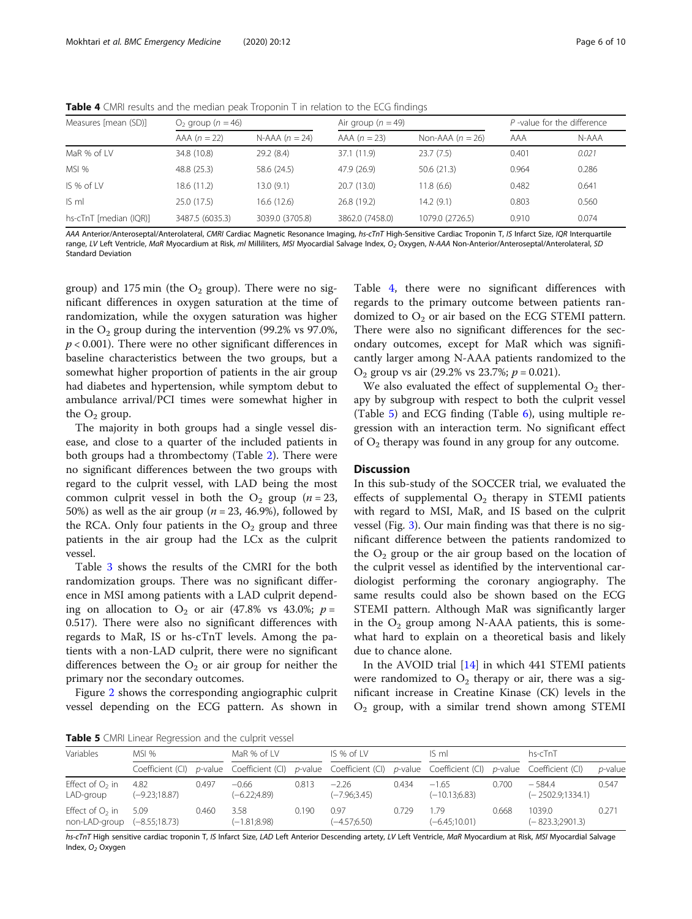**Table 4** CMRI results and the median peak Troponin T in relation to the ECG findings

| Measures [mean (SD)] | $O_2$ group ($n = 46$) | | Air group ($n = 49$) | | *P* -value for the difference | |
|---|---|---|---|---|---|---|
| | AAA ($n = 22$) | N-AAA ($n = 24$) | AAA ($n = 23$) | Non-AAA ($n = 26$) | AAA | N-AAA |
| MaR % of LV | 34.8 (10.8) | 29.2 (8.4) | 37.1 (11.9) | 23.7 (7.5) | 0.401 | *0.021* |
| MSI % | 48.8 (25.3) | 58.6 (24.5) | 47.9 (26.9) | 50.6 (21.3) | 0.964 | 0.286 |
| IS % of LV | 18.6 (11.2) | 13.0 (9.1) | 20.7 (13.0) | 11.8 (6.6) | 0.482 | 0.641 |
| IS ml | 25.0 (17.5) | 16.6 (12.6) | 26.8 (19.2) | 14.2 (9.1) | 0.803 | 0.560 |
| hs-cTnT [median (IQR)] | 3487.5 (6035.3) | 3039.0 (3705.8) | 3862.0 (7458.0) | 1079.0 (2726.5) | 0.910 | 0.074 |

*AAA* Anterior/Anteroseptal/Anterolateral, *CMRI* Cardiac Magnetic Resonance Imaging, *hs-cTnT* High-Sensitive Cardiac Troponin T, *IS* Infarct Size, *IQR* Interquartile range, *LV* Left Ventricle, *MaR* Myocardium at Risk, *ml* Milliliters, *MSI* Myocardial Salvage Index, *$O_2$* Oxygen, *N-AAA* Non-Anterior/Anteroseptal/Anterolateral, *SD* Standard Deviation

group) and 175 min (the $O_2$ group). There were no significant differences in oxygen saturation at the time of randomization, while the oxygen saturation was higher in the $O_2$ group during the intervention (99.2% vs 97.0%, $p < 0.001$). There were no other significant differences in baseline characteristics between the two groups, but a somewhat higher proportion of patients in the air group had diabetes and hypertension, while symptom debut to ambulance arrival/PCI times were somewhat higher in the $O_2$ group.

The majority in both groups had a single vessel disease, and close to a quarter of the included patients in both groups had a thrombectomy (Table 2). There were no significant differences between the two groups with regard to the culprit vessel, with LAD being the most common culprit vessel in both the $O_2$ group ($n = 23$, 50%) as well as the air group ($n = 23$, 46.9%), followed by the RCA. Only four patients in the $O_2$ group and three patients in the air group had the LCx as the culprit vessel.

Table 3 shows the results of the CMRI for the both randomization groups. There was no significant difference in MSI among patients with a LAD culprit depending on allocation to $O_2$ or air (47.8% vs 43.0%; $p =$ 0.517). There were also no significant differences with regards to MaR, IS or hs-cTnT levels. Among the patients with a non-LAD culprit, there were no significant differences between the $O_2$ or air group for neither the primary nor the secondary outcomes.

Figure 2 shows the corresponding angiographic culprit vessel depending on the ECG pattern. As shown in Table 4, there were no significant differences with regards to the primary outcome between patients randomized to $O_2$ or air based on the ECG STEMI pattern. There were also no significant differences for the secondary outcomes, except for MaR which was significantly larger among N-AAA patients randomized to the $O_2$ group vs air (29.2% vs 23.7%; $p = 0.021$).

We also evaluated the effect of supplemental $O_2$ therapy by subgroup with respect to both the culprit vessel (Table 5) and ECG finding (Table 6), using multiple regression with an interaction term. No significant effect of $O_2$ therapy was found in any group for any outcome.

## Discussion

In this sub-study of the SOCCER trial, we evaluated the effects of supplemental $O_2$ therapy in STEMI patients with regard to MSI, MaR, and IS based on the culprit vessel (Fig. 3). Our main finding was that there is no significant difference between the patients randomized to the $O_2$ group or the air group based on the location of the culprit vessel as identified by the interventional cardiologist performing the coronary angiography. The same results could also be shown based on the ECG STEMI pattern. Although MaR was significantly larger in the $O_2$ group among N-AAA patients, this is somewhat hard to explain on a theoretical basis and likely due to chance alone.

In the AVOID trial [14] in which 441 STEMI patients were randomized to $O_2$ therapy or air, there was a significant increase in Creatine Kinase (CK) levels in the $O_2$ group, with a similar trend shown among STEMI

**Table 5** CMRI Linear Regression and the culprit vessel

| Variables | MSI % | | MaR % of LV | | IS % of LV | | IS ml | | hs-cTnT | |
|---|---|---|---|---|---|---|---|---|---|---|
| | Coefficient (CI) | *p*-value | Coefficient (CI) | *p*-value | Coefficient (CI) | *p*-value | Coefficient (CI) | *p*-value | Coefficient (CI) | *p*-value |
| Effect of $O_2$ in LAD-group | 4.82 (−9.23;18.87) | 0.497 | −0.66 (−6.22;4.89) | 0.813 | −2.26 (−7.96;3.45) | 0.434 | −1.65 (−10.13;6.83) | 0.700 | − 584.4 (− 2502.9;1334.1) | 0.547 |
| Effect of $O_2$ in non-LAD-group | 5.09 (−8.55;18.73) | 0.460 | 3.58 (−1.81;8.98) | 0.190 | 0.97 (−4.57;6.50) | 0.729 | 1.79 (−6.45;10.01) | 0.668 | 1039.0 (− 823.3;2901.3) | 0.271 |

*hs-cTnT* High sensitive cardiac troponin T, *IS* Infarct Size, *LAD* Left Anterior Descending artety, *LV* Left Ventricle, *MaR* Myocardium at Risk, *MSI* Myocardial Salvage Index, *$O_2$* Oxygen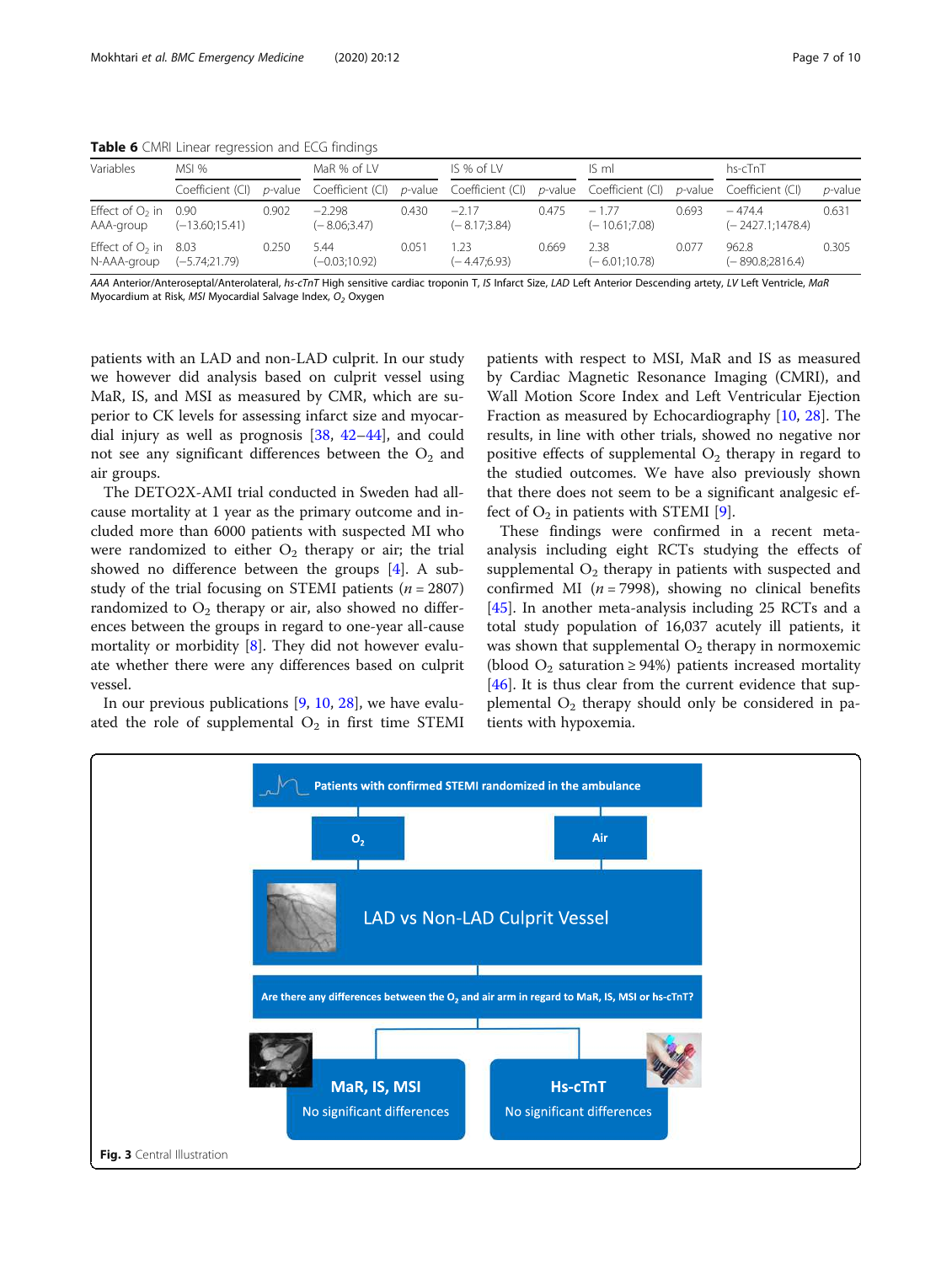**Table 6** CMRI Linear regression and ECG findings

| Variables | MSI % | | MaR % of LV | | IS % of LV | | IS ml | | hs-cTnT | |
|---|---|---|---|---|---|---|---|---|---|---|
| | Coefficient (CI) | *p*-value | Coefficient (CI) | *p*-value | Coefficient (CI) | *p*-value | Coefficient (CI) | *p*-value | Coefficient (CI) | *p*-value |
| Effect of $O_2$ in AAA-group | 0.90 (−13.60;15.41) | 0.902 | −2.298 (− 8.06;3.47) | 0.430 | −2.17 (− 8.17;3.84) | 0.475 | − 1.77 (− 10.61;7.08) | 0.693 | − 474.4 (− 2427.1;1478.4) | 0.631 |
| Effect of $O_2$ in N-AAA-group | 8.03 (−5.74;21.79) | 0.250 | 5.44 (−0.03;10.92) | 0.051 | 1.23 (− 4.47;6.93) | 0.669 | 2.38 (− 6.01;10.78) | 0.077 | 962.8 (− 890.8;2816.4) | 0.305 |

*AAA* Anterior/Anteroseptal/Anterolateral, *hs-cTnT* High sensitive cardiac troponin T, *IS* Infarct Size, *LAD* Left Anterior Descending artety, *LV* Left Ventricle, *MaR* Myocardium at Risk, *MSI* Myocardial Salvage Index, $O_2$ Oxygen

patients with an LAD and non-LAD culprit. In our study we however did analysis based on culprit vessel using MaR, IS, and MSI as measured by CMR, which are superior to CK levels for assessing infarct size and myocardial injury as well as prognosis [38, 42–44], and could not see any significant differences between the $O_2$ and air groups.

The DETO2X-AMI trial conducted in Sweden had all-cause mortality at 1 year as the primary outcome and included more than 6000 patients with suspected MI who were randomized to either $O_2$ therapy or air; the trial showed no difference between the groups [4]. A sub-study of the trial focusing on STEMI patients ($n = 2807$) randomized to $O_2$ therapy or air, also showed no differences between the groups in regard to one-year all-cause mortality or morbidity [8]. They did not however evaluate whether there were any differences based on culprit vessel.

In our previous publications [9, 10, 28], we have evaluated the role of supplemental $O_2$ in first time STEMI patients with respect to MSI, MaR and IS as measured by Cardiac Magnetic Resonance Imaging (CMRI), and Wall Motion Score Index and Left Ventricular Ejection Fraction as measured by Echocardiography [10, 28]. The results, in line with other trials, showed no negative nor positive effects of supplemental $O_2$ therapy in regard to the studied outcomes. We have also previously shown that there does not seem to be a significant analgesic effect of $O_2$ in patients with STEMI [9].

These findings were confirmed in a recent meta-analysis including eight RCTs studying the effects of supplemental $O_2$ therapy in patients with suspected and confirmed MI ($n = 7998$), showing no clinical benefits [45]. In another meta-analysis including 25 RCTs and a total study population of 16,037 acutely ill patients, it was shown that supplemental $O_2$ therapy in normoxemic (blood $O_2$ saturation ≥ 94%) patients increased mortality [46]. It is thus clear from the current evidence that supplemental $O_2$ therapy should only be considered in patients with hypoxemia.

Patients with confirmed STEMI randomized in the ambulance

$O_2$ | Air

LAD vs Non-LAD Culprit Vessel

Are there any differences between the $O_2$ and air arm in regard to MaR, IS, MSI or hs-cTnT?

**MaR, IS, MSI** — No significant differences

**Hs-cTnT** — No significant differences

**Fig. 3** Central Illustration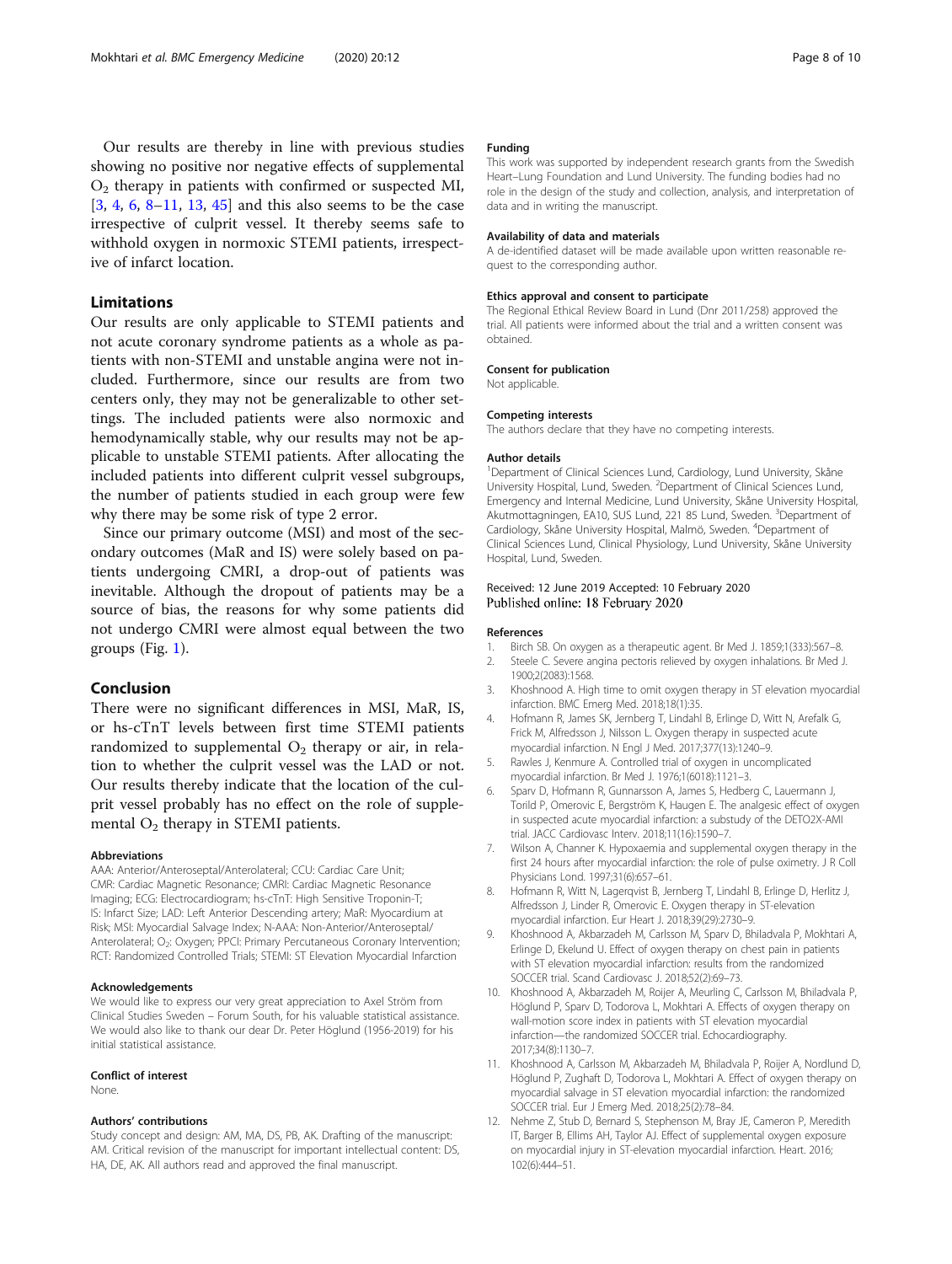Our results are thereby in line with previous studies showing no positive nor negative effects of supplemental $O_2$ therapy in patients with confirmed or suspected MI, [3, 4, 6, 8–11, 13, 45] and this also seems to be the case irrespective of culprit vessel. It thereby seems safe to withhold oxygen in normoxic STEMI patients, irrespective of infarct location.

## Limitations

Our results are only applicable to STEMI patients and not acute coronary syndrome patients as a whole as patients with non-STEMI and unstable angina were not included. Furthermore, since our results are from two centers only, they may not be generalizable to other settings. The included patients were also normoxic and hemodynamically stable, why our results may not be applicable to unstable STEMI patients. After allocating the included patients into different culprit vessel subgroups, the number of patients studied in each group were few why there may be some risk of type 2 error.

Since our primary outcome (MSI) and most of the secondary outcomes (MaR and IS) were solely based on patients undergoing CMRI, a drop-out of patients was inevitable. Although the dropout of patients may be a source of bias, the reasons for why some patients did not undergo CMRI were almost equal between the two groups (Fig. 1).

## Conclusion

There were no significant differences in MSI, MaR, IS, or hs-cTnT levels between first time STEMI patients randomized to supplemental $O_2$ therapy or air, in relation to whether the culprit vessel was the LAD or not. Our results thereby indicate that the location of the culprit vessel probably has no effect on the role of supplemental $O_2$ therapy in STEMI patients.

#### Abbreviations

AAA: Anterior/Anteroseptal/Anterolateral; CCU: Cardiac Care Unit; CMR: Cardiac Magnetic Resonance; CMRI: Cardiac Magnetic Resonance Imaging; ECG: Electrocardiogram; hs-cTnT: High Sensitive Troponin-T; IS: Infarct Size; LAD: Left Anterior Descending artery; MaR: Myocardium at Risk; MSI: Myocardial Salvage Index; N-AAA: Non-Anterior/Anteroseptal/Anterolateral; $O_2$: Oxygen; PPCI: Primary Percutaneous Coronary Intervention; RCT: Randomized Controlled Trials; STEMI: ST Elevation Myocardial Infarction

#### Acknowledgements

We would like to express our very great appreciation to Axel Ström from Clinical Studies Sweden – Forum South, for his valuable statistical assistance. We would also like to thank our dear Dr. Peter Höglund (1956-2019) for his initial statistical assistance.

#### Conflict of interest

None.

#### Authors' contributions

Study concept and design: AM, MA, DS, PB, AK. Drafting of the manuscript: AM. Critical revision of the manuscript for important intellectual content: DS, HA, DE, AK. All authors read and approved the final manuscript.

#### Funding

This work was supported by independent research grants from the Swedish Heart–Lung Foundation and Lund University. The funding bodies had no role in the design of the study and collection, analysis, and interpretation of data and in writing the manuscript.

#### Availability of data and materials

A de-identified dataset will be made available upon written reasonable request to the corresponding author.

#### Ethics approval and consent to participate

The Regional Ethical Review Board in Lund (Dnr 2011/258) approved the trial. All patients were informed about the trial and a written consent was obtained.

#### Consent for publication

Not applicable.

#### Competing interests

The authors declare that they have no competing interests.

#### Author details

[1]Department of Clinical Sciences Lund, Cardiology, Lund University, Skåne University Hospital, Lund, Sweden. [2]Department of Clinical Sciences Lund, Emergency and Internal Medicine, Lund University, Skåne University Hospital, Akutmottagningen, EA10, SUS Lund, 221 85 Lund, Sweden. [3]Department of Cardiology, Skåne University Hospital, Malmö, Sweden. [4]Department of Clinical Sciences Lund, Clinical Physiology, Lund University, Skåne University Hospital, Lund, Sweden.

Received: 12 June 2019 Accepted: 10 February 2020
Published online: 18 February 2020

#### References

1. Birch SB. On oxygen as a therapeutic agent. Br Med J. 1859;1(333):567–8.
2. Steele C. Severe angina pectoris relieved by oxygen inhalations. Br Med J. 1900;2(2083):1568.
3. Khoshnood A. High time to omit oxygen therapy in ST elevation myocardial infarction. BMC Emerg Med. 2018;18(1):35.
4. Hofmann R, James SK, Jernberg T, Lindahl B, Erlinge D, Witt N, Arefalk G, Frick M, Alfredsson J, Nilsson L. Oxygen therapy in suspected acute myocardial infarction. N Engl J Med. 2017;377(13):1240–9.
5. Rawles J, Kenmure A. Controlled trial of oxygen in uncomplicated myocardial infarction. Br Med J. 1976;1(6018):1121–3.
6. Sparv D, Hofmann R, Gunnarsson A, James S, Hedberg C, Lauermann J, Torild P, Omerovic E, Bergström K, Haugen E. The analgesic effect of oxygen in suspected acute myocardial infarction: a substudy of the DETO2X-AMI trial. JACC Cardiovasc Interv. 2018;11(16):1590–7.
7. Wilson A, Channer K. Hypoxaemia and supplemental oxygen therapy in the first 24 hours after myocardial infarction: the role of pulse oximetry. J R Coll Physicians Lond. 1997;31(6):657–61.
8. Hofmann R, Witt N, Lagerqvist B, Jernberg T, Lindahl B, Erlinge D, Herlitz J, Alfredsson J, Linder R, Omerovic E. Oxygen therapy in ST-elevation myocardial infarction. Eur Heart J. 2018;39(29):2730–9.
9. Khoshnood A, Akbarzadeh M, Carlsson M, Sparv D, Bhiladvala P, Mokhtari A, Erlinge D, Ekelund U. Effect of oxygen therapy on chest pain in patients with ST elevation myocardial infarction: results from the randomized SOCCER trial. Scand Cardiovasc J. 2018;52(2):69–73.
10. Khoshnood A, Akbarzadeh M, Roijer A, Meurling C, Carlsson M, Bhiladvala P, Höglund P, Sparv D, Todorova L, Mokhtari A. Effects of oxygen therapy on wall-motion score index in patients with ST elevation myocardial infarction—the randomized SOCCER trial. Echocardiography. 2017;34(8):1130–7.
11. Khoshnood A, Carlsson M, Akbarzadeh M, Bhiladvala P, Roijer A, Nordlund D, Höglund P, Zughaft D, Todorova L, Mokhtari A. Effect of oxygen therapy on myocardial salvage in ST elevation myocardial infarction: the randomized SOCCER trial. Eur J Emerg Med. 2018;25(2):78–84.
12. Nehme Z, Stub D, Bernard S, Stephenson M, Bray JE, Cameron P, Meredith IT, Barger B, Ellims AH, Taylor AJ. Effect of supplemental oxygen exposure on myocardial injury in ST-elevation myocardial infarction. Heart. 2016;102(6):444–51.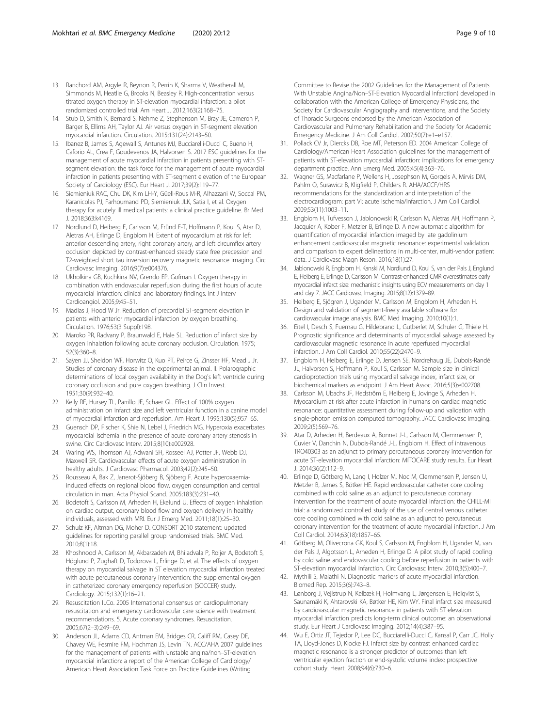13. Ranchord AM, Argyle R, Beynon R, Perrin K, Sharma V, Weatherall M, Simmonds M, Heatlie G, Brooks N, Beasley R. High-concentration versus titrated oxygen therapy in ST-elevation myocardial infarction: a pilot randomized controlled trial. Am Heart J. 2012;163(2):168–75.
14. Stub D, Smith K, Bernard S, Nehme Z, Stephenson M, Bray JE, Cameron P, Barger B, Ellims AH, Taylor AJ. Air versus oxygen in ST-segment elevation myocardial infarction. Circulation. 2015;131(24):2143–50.
15. Ibanez B, James S, Agewall S, Antunes MJ, Bucciarelli-Ducci C, Bueno H, Caforio AL, Crea F, Goudevenos JA, Halvorsen S. 2017 ESC guidelines for the management of acute myocardial infarction in patients presenting with ST-segment elevation: the task force for the management of acute myocardial infarction in patients presenting with ST-segment elevation of the European Society of Cardiology (ESC). Eur Heart J. 2017;39(2):119–77.
16. Siemieniuk RAC, Chu DK, Kim LH-Y, Güell-Rous M-R, Alhazzani W, Soccal PM, Karanicolas PJ, Farhoumand PD, Siemieniuk JLK, Satia I, et al. Oxygen therapy for acutely ill medical patients: a clinical practice guideline. Br Med J. 2018;363:k4169.
17. Nordlund D, Heiberg E, Carlsson M, Fründ E-T, Hoffmann P, Koul S, Atar D, Aletras AH, Erlinge D, Engblom H. Extent of myocardium at risk for left anterior descending artery, right coronary artery, and left circumflex artery occlusion depicted by contrast-enhanced steady state free precession and T2-weighted short tau inversion recovery magnetic resonance imaging. Circ Cardiovasc Imaging. 2016;9(7):e004376.
18. Ukholkina GB, Kuchkina NV, Grendo EP, Gofman I. Oxygen therapy in combination with endovascular reperfusion during the first hours of acute myocardial infarction: clinical and laboratory findings. Int J Interv Cardioangiol. 2005;9:45–51.
19. Madias J, Hood W Jr. Reduction of precordial ST-segment elevation in patients with anterior myocardial infarction by oxygen breathing. Circulation. 1976;53(3 Suppl):198.
20. Maroko PR, Radvany P, Braunwald E, Hale SL. Reduction of infarct size by oxygen inhalation following acute coronary occlusion. Circulation. 1975;52(3):360–8.
21. Sayen JJ, Sheldon WF, Horwitz O, Kuo PT, Peirce G, Zinsser HF, Mead J Jr. Studies of coronary disease in the experimental animal. II. Polarographic determinations of local oxygen availability in the Dog's left ventricle during coronary occlusion and pure oxygen breathing. J Clin Invest. 1951;30(9):932–40.
22. Kelly RF, Hursey TL, Parrillo JE, Schaer GL. Effect of 100% oxygen administration on infarct size and left ventricular function in a canine model of myocardial infarction and reperfusion. Am Heart J. 1995;130(5):957–65.
23. Guensch DP, Fischer K, Shie N, Lebel J, Friedrich MG. Hyperoxia exacerbates myocardial ischemia in the presence of acute coronary artery stenosis in swine. Circ Cardiovasc Interv. 2015;8(10):e002928.
24. Waring WS, Thomson AJ, Adwani SH, Rosseel AJ, Potter JF, Webb DJ, Maxwell SR. Cardiovascular effects of acute oxygen administration in healthy adults. J Cardiovasc Pharmacol. 2003;42(2):245–50.
25. Rousseau A, Bak Z, Janerot-Sjöberg B, Sjöberg F. Acute hyperoxaemia-induced effects on regional blood flow, oxygen consumption and central circulation in man. Acta Physiol Scand. 2005;183(3):231–40.
26. Bodetoft S, Carlsson M, Arheden H, Ekelund U. Effects of oxygen inhalation on cardiac output, coronary blood flow and oxygen delivery in healthy individuals, assessed with MRI. Eur J Emerg Med. 2011;18(1):25–30.
27. Schulz KF, Altman DG, Moher D. CONSORT 2010 statement: updated guidelines for reporting parallel group randomised trials. BMC Med. 2010;8(1):18.
28. Khoshnood A, Carlsson M, Akbarzadeh M, Bhiladvala P, Roijer A, Bodetoft S, Höglund P, Zughaft D, Todorova L, Erlinge D, et al. The effects of oxygen therapy on myocardial salvage in ST elevation myocardial infarction treated with acute percutaneous coronary intervention: the supplemental oxygen in catheterized coronary emergency reperfusion (SOCCER) study. Cardiology. 2015;132(1):16–21.
29. Resuscitation ILCo. 2005 International consensus on cardiopulmonary resuscitation and emergency cardiovascular care science with treatment recommendations. 5. Acute coronary syndromes. Resuscitation. 2005;67(2–3):249–69.
30. Anderson JL, Adams CD, Antman EM, Bridges CR, Califf RM, Casey DE, Chavey WE, Fesmire FM, Hochman JS, Levin TN. ACC/AHA 2007 guidelines for the management of patients with unstable angina/non–ST-elevation myocardial infarction: a report of the American College of Cardiology/American Heart Association Task Force on Practice Guidelines (Writing Committee to Revise the 2002 Guidelines for the Management of Patients With Unstable Angina/Non–ST-Elevation Myocardial Infarction) developed in collaboration with the American College of Emergency Physicians, the Society for Cardiovascular Angiography and Interventions, and the Society of Thoracic Surgeons endorsed by the American Association of Cardiovascular and Pulmonary Rehabilitation and the Society for Academic Emergency Medicine. J Am Coll Cardiol. 2007;50(7):e1–e157.
31. Pollack CV Jr, Diercks DB, Roe MT, Peterson ED. 2004 American College of Cardiology/American Heart Association guidelines for the management of patients with ST-elevation myocardial infarction: implications for emergency department practice. Ann Emerg Med. 2005;45(4):363–76.
32. Wagner GS, Macfarlane P, Wellens H, Josephson M, Gorgels A, Mirvis DM, Pahlm O, Surawicz B, Kligfield P, Childers R. AHA/ACCF/HRS recommendations for the standardization and interpretation of the electrocardiogram: part VI: acute ischemia/infarction. J Am Coll Cardiol. 2009;53(11):1003–11.
33. Engblom H, Tufvesson J, Jablonowski R, Carlsson M, Aletras AH, Hoffmann P, Jacquier A, Kober F, Metzler B, Erlinge D. A new automatic algorithm for quantification of myocardial infarction imaged by late gadolinium enhancement cardiovascular magnetic resonance: experimental validation and comparison to expert delineations in multi-center, multi-vendor patient data. J Cardiovasc Magn Reson. 2016;18(1):27.
34. Jablonowski R, Engblom H, Kanski M, Nordlund D, Koul S, van der Pals J, Englund E, Heiberg E, Erlinge D, Carlsson M. Contrast-enhanced CMR overestimates early myocardial infarct size: mechanistic insights using ECV measurements on day 1 and day 7. JACC Cardiovasc Imaging. 2015;8(12):1379–89.
35. Heiberg E, Sjögren J, Ugander M, Carlsson M, Engblom H, Arheden H. Design and validation of segment-freely available software for cardiovascular image analysis. BMC Med Imaging. 2010;10(1):1.
36. Eitel I, Desch S, Fuernau G, Hildebrand L, Gutberlet M, Schuler G, Thiele H. Prognostic significance and determinants of myocardial salvage assessed by cardiovascular magnetic resonance in acute reperfused myocardial infarction. J Am Coll Cardiol. 2010;55(22):2470–9.
37. Engblom H, Heiberg E, Erlinge D, Jensen SE, Nordrehaug JE, Dubois-Randé JL, Halvorsen S, Hoffmann P, Koul S, Carlsson M. Sample size in clinical cardioprotection trials using myocardial salvage index, infarct size, or biochemical markers as endpoint. J Am Heart Assoc. 2016;5(3):e002708.
38. Carlsson M, Ubachs JF, Hedström E, Heiberg E, Jovinge S, Arheden H. Myocardium at risk after acute infarction in humans on cardiac magnetic resonance: quantitative assessment during follow-up and validation with single-photon emission computed tomography. JACC Cardiovasc Imaging. 2009;2(5):569–76.
39. Atar D, Arheden H, Berdeaux A, Bonnet J-L, Carlsson M, Clemmensen P, Cuvier V, Danchin N, Dubois-Randé J-L, Engblom H. Effect of intravenous TRO40303 as an adjunct to primary percutaneous coronary intervention for acute ST-elevation myocardial infarction: MITOCARE study results. Eur Heart J. 2014;36(2):112–9.
40. Erlinge D, Götberg M, Lang I, Holzer M, Noc M, Clemmensen P, Jensen U, Metzler B, James S, Bötker HE. Rapid endovascular catheter core cooling combined with cold saline as an adjunct to percutaneous coronary intervention for the treatment of acute myocardial infarction: the CHILL-MI trial: a randomized controlled study of the use of central venous catheter core cooling combined with cold saline as an adjunct to percutaneous coronary intervention for the treatment of acute myocardial infarction. J Am Coll Cardiol. 2014;63(18):1857–65.
41. Götberg M, Olivecrona GK, Koul S, Carlsson M, Engblom H, Ugander M, van der Pals J, Algotsson L, Arheden H, Erlinge D. A pilot study of rapid cooling by cold saline and endovascular cooling before reperfusion in patients with ST-elevation myocardial infarction. Circ Cardiovasc Interv. 2010;3(5):400–7.
42. Mythili S, Malathi N. Diagnostic markers of acute myocardial infarction. Biomed Rep. 2015;3(6):743–8.
43. Lønborg J, Vejlstrup N, Kelbæk H, Holmvang L, Jørgensen E, Helqvist S, Saunamäki K, Ahtarovski KA, Bøtker HE, Kim WY. Final infarct size measured by cardiovascular magnetic resonance in patients with ST elevation myocardial infarction predicts long-term clinical outcome: an observational study. Eur Heart J Cardiovasc Imaging. 2012;14(4):387–95.
44. Wu E, Ortiz JT, Tejedor P, Lee DC, Bucciarelli-Ducci C, Kansal P, Carr JC, Holly TA, Lloyd-Jones D, Klocke FJ. Infarct size by contrast enhanced cardiac magnetic resonance is a stronger predictor of outcomes than left ventricular ejection fraction or end-systolic volume index: prospective cohort study. Heart. 2008;94(6):730–6.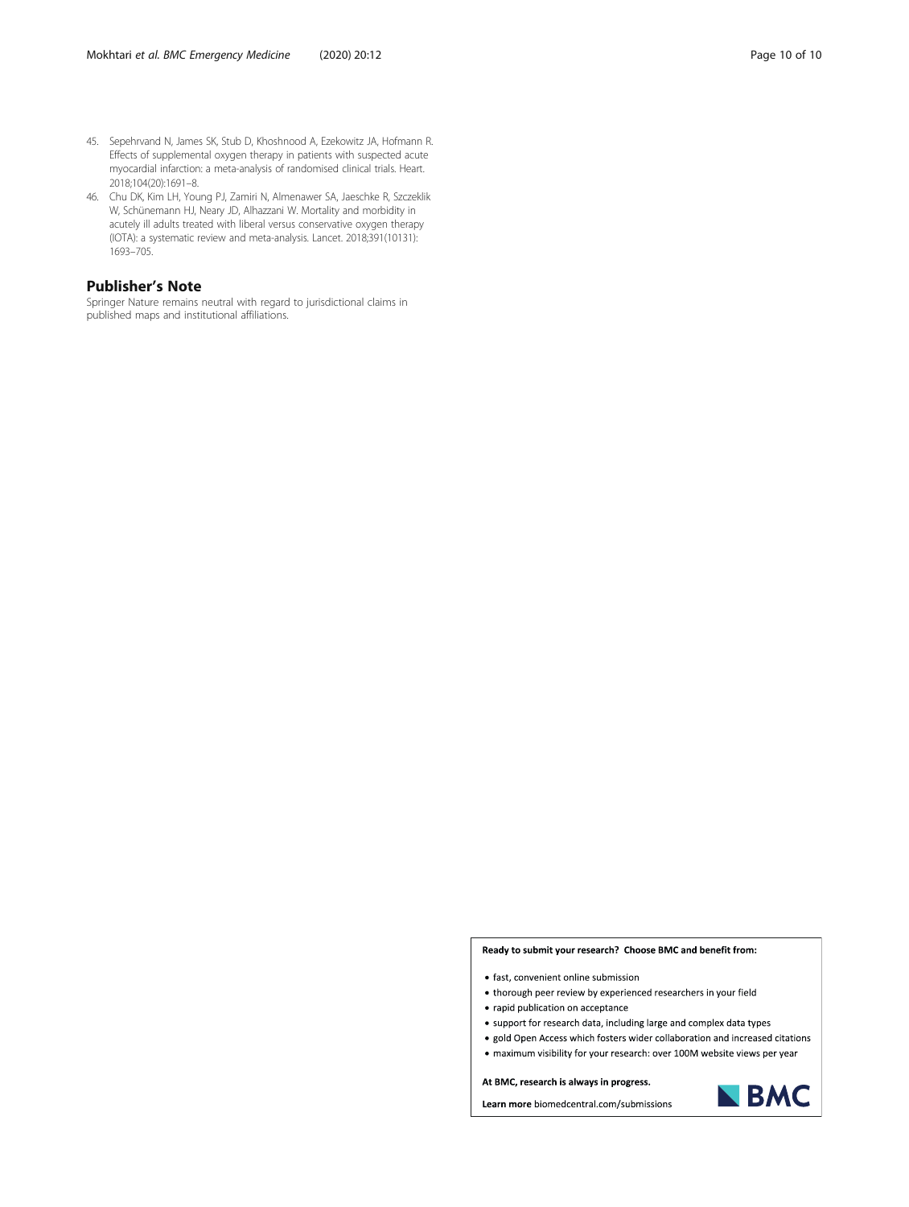45. Sepehrvand N, James SK, Stub D, Khoshnood A, Ezekowitz JA, Hofmann R. Effects of supplemental oxygen therapy in patients with suspected acute myocardial infarction: a meta-analysis of randomised clinical trials. Heart. 2018;104(20):1691–8.
46. Chu DK, Kim LH, Young PJ, Zamiri N, Almenawer SA, Jaeschke R, Szczeklik W, Schünemann HJ, Neary JD, Alhazzani W. Mortality and morbidity in acutely ill adults treated with liberal versus conservative oxygen therapy (IOTA): a systematic review and meta-analysis. Lancet. 2018;391(10131): 1693–705.

## Publisher's Note

Springer Nature remains neutral with regard to jurisdictional claims in published maps and institutional affiliations.

**Ready to submit your research? Choose BMC and benefit from:**

- fast, convenient online submission
- thorough peer review by experienced researchers in your field
- rapid publication on acceptance
- support for research data, including large and complex data types
- gold Open Access which fosters wider collaboration and increased citations
- maximum visibility for your research: over 100M website views per year

**At BMC, research is always in progress.**

**Learn more** biomedcentral.com/submissions

BMC